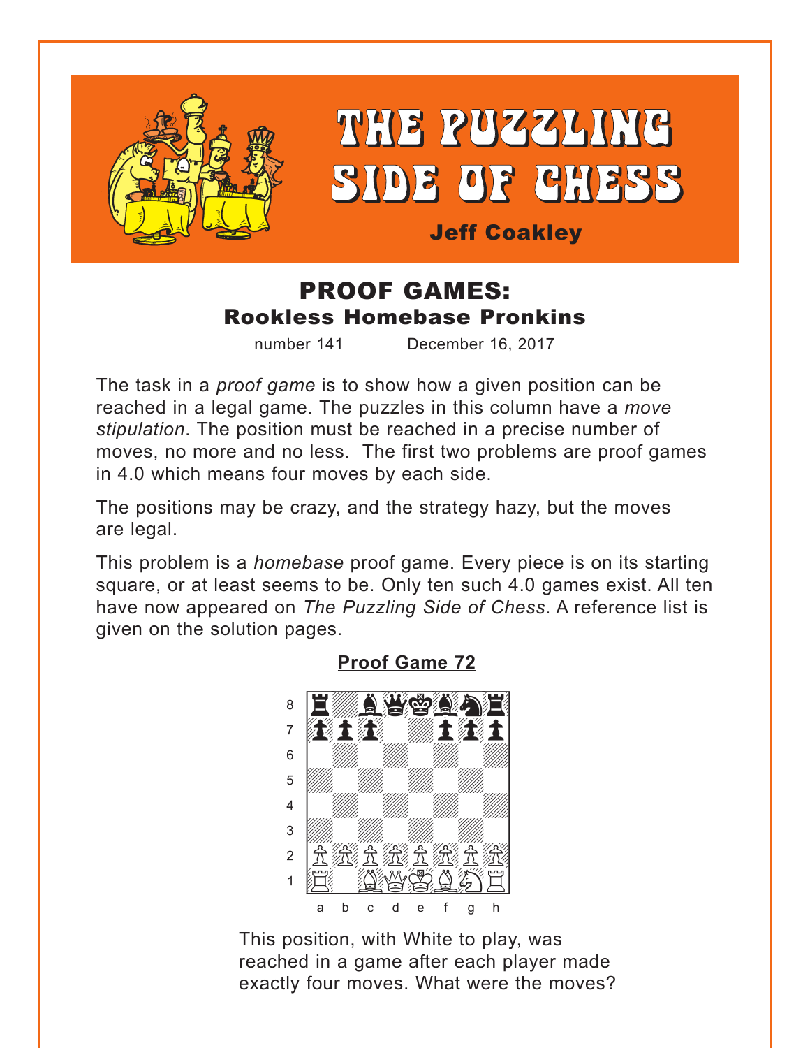# THE PUZZLING SIDE OF CHESS

**Jeff Coakley**

## PROOF GAMES: Rookless Homebase Pronkins

number 141 December 16, 2017

The task in a *proof game* is to show how a given position can be reached in a legal game. The puzzles in this column have a *move stipulation*. The position must be reached in a precise number of moves, no more and no less. The first two problems are proof games in 4.0 which means four moves by each side.

The positions may be crazy, and the strategy hazy, but the moves are legal.

This problem is a *homebase* proof game. Every piece is on its starting square, or at least seems to be. Only ten such 4.0 games exist. All ten have now appeared on *The Puzzling Side of Chess*. A reference list is given on the solution pages.

### Proof Game 72

This position, with White to play, was reached in a game after each player made exactly four moves. What were the moves?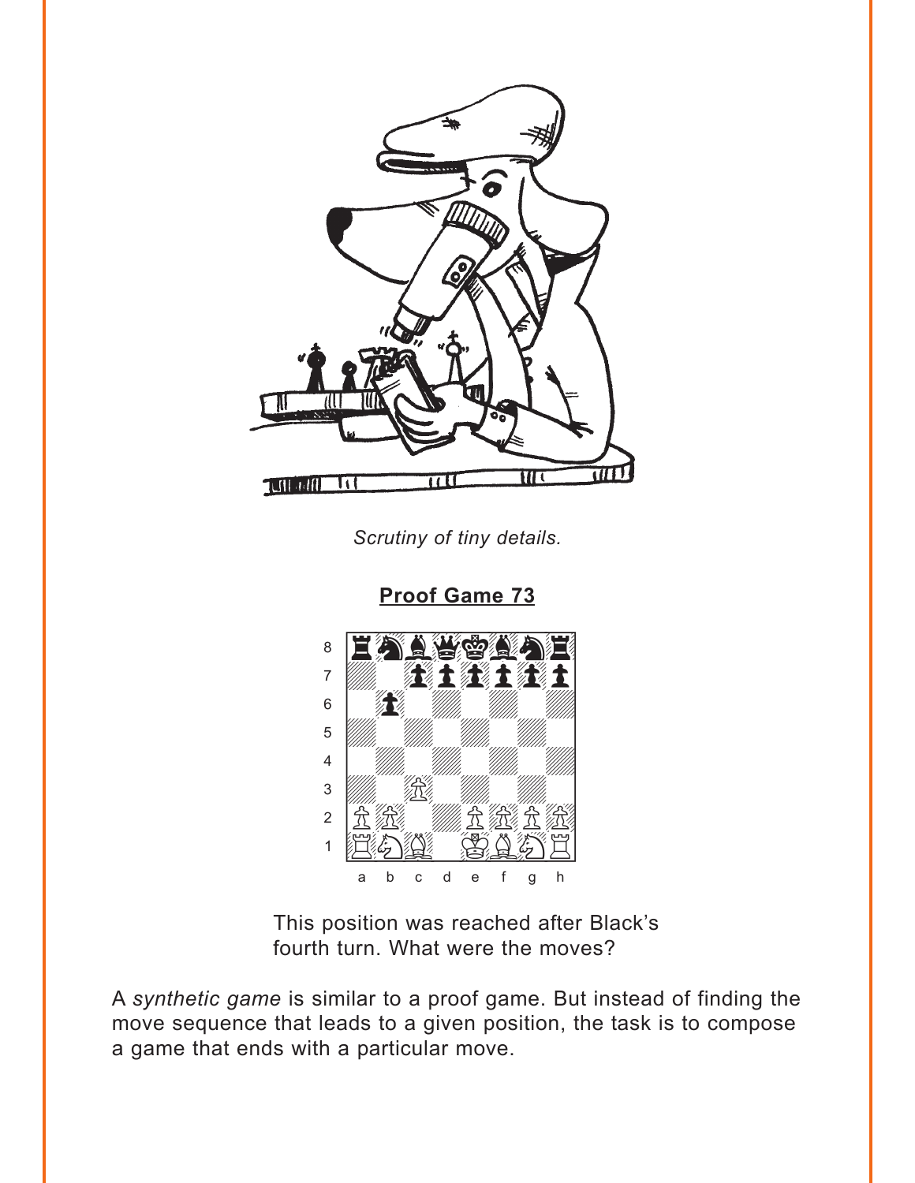*Scrutiny of tiny details.*

## Proof Game 73

This position was reached after Black's fourth turn. What were the moves?

A *synthetic game* is similar to a proof game. But instead of finding the move sequence that leads to a given position, the task is to compose a game that ends with a particular move.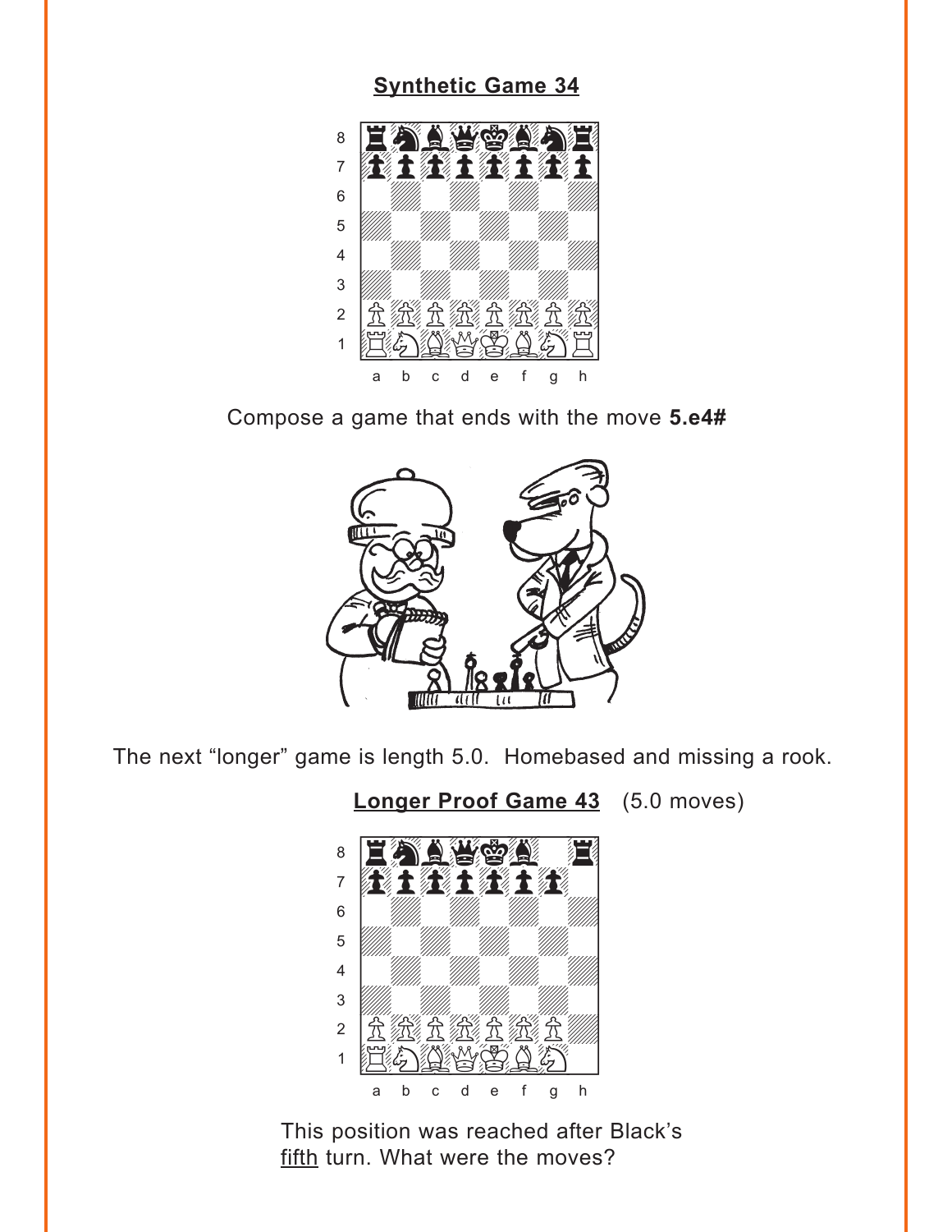## Synthetic Game 34

Compose a game that ends with the move **5.e4#**

The next “longer” game is length 5.0. Homebased and missing a rook.

## Longer Proof Game 43 (5.0 moves)

This position was reached after Black’s fifth turn. What were the moves?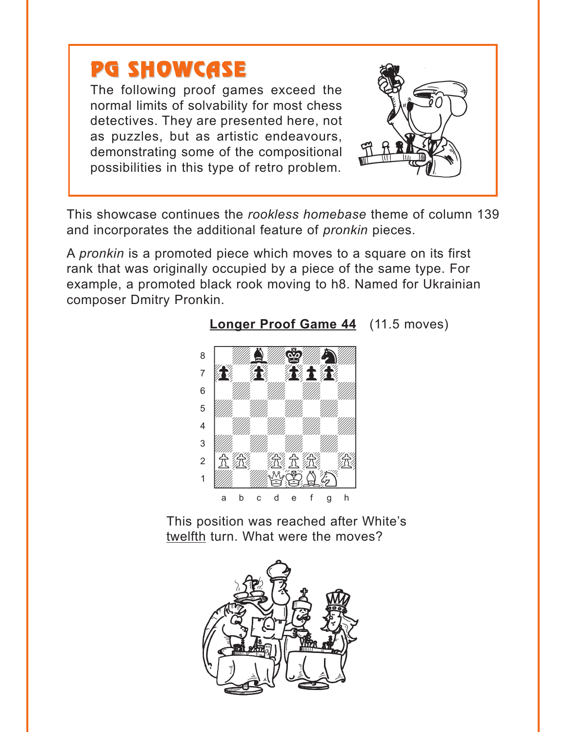# PG SHOWCASE

The following proof games exceed the normal limits of solvability for most chess detectives. They are presented here, not as puzzles, but as artistic endeavours, demonstrating some of the compositional possibilities in this type of retro problem.

This showcase continues the *rookless homebase* theme of column 139 and incorporates the additional feature of *pronkin* pieces.

A *pronkin* is a promoted piece which moves to a square on its first rank that was originally occupied by a piece of the same type. For example, a promoted black rook moving to h8. Named for Ukrainian composer Dmitry Pronkin.

**Longer Proof Game 44** (11.5 moves)

This position was reached after White's <u>twelfth</u> turn. What were the moves?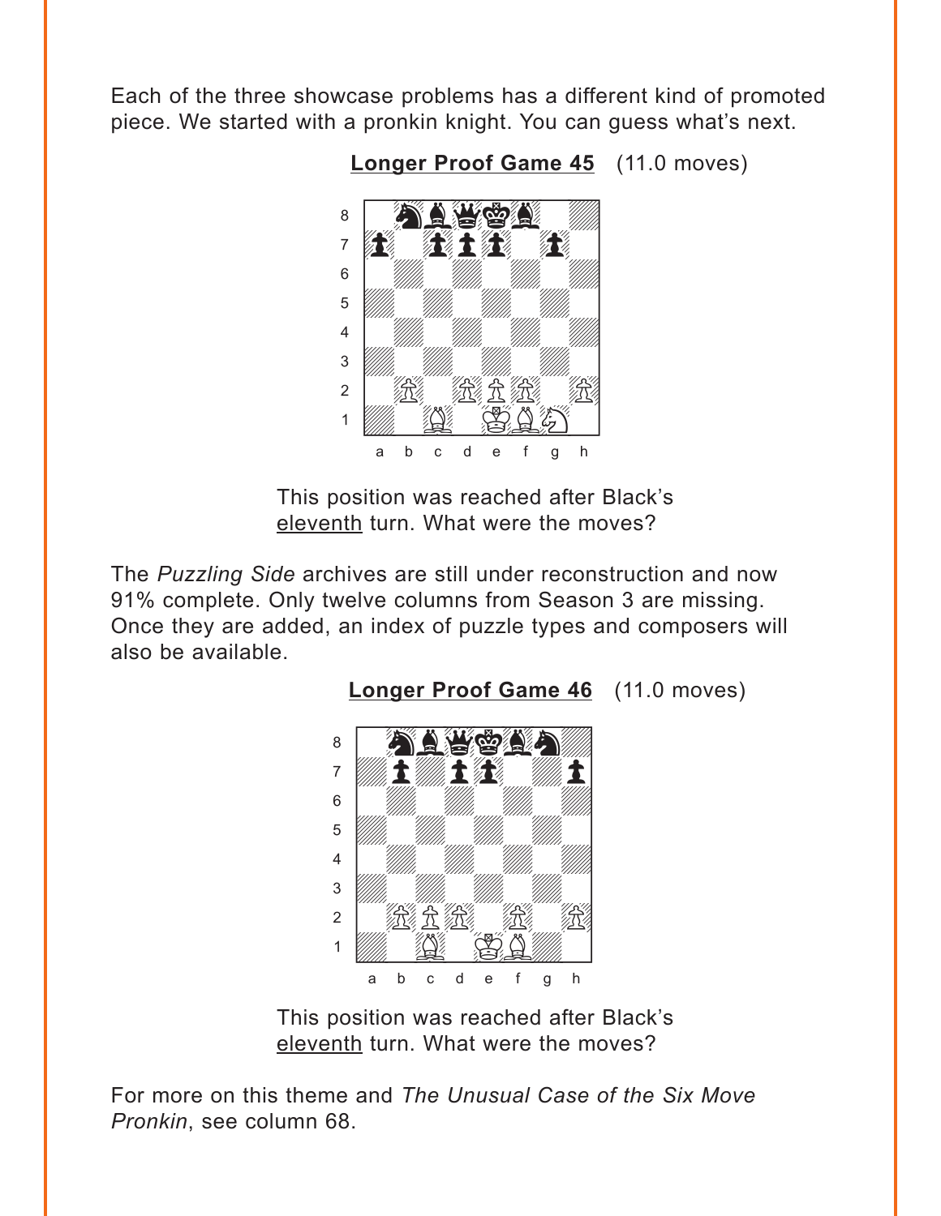Each of the three showcase problems has a different kind of promoted piece. We started with a pronkin knight. You can guess what's next.

**Longer Proof Game 45** (11.0 moves)

This position was reached after Black's eleventh turn. What were the moves?

The *Puzzling Side* archives are still under reconstruction and now 91% complete. Only twelve columns from Season 3 are missing. Once they are added, an index of puzzle types and composers will also be available.

**Longer Proof Game 46** (11.0 moves)

This position was reached after Black's eleventh turn. What were the moves?

For more on this theme and *The Unusual Case of the Six Move Pronkin*, see column 68.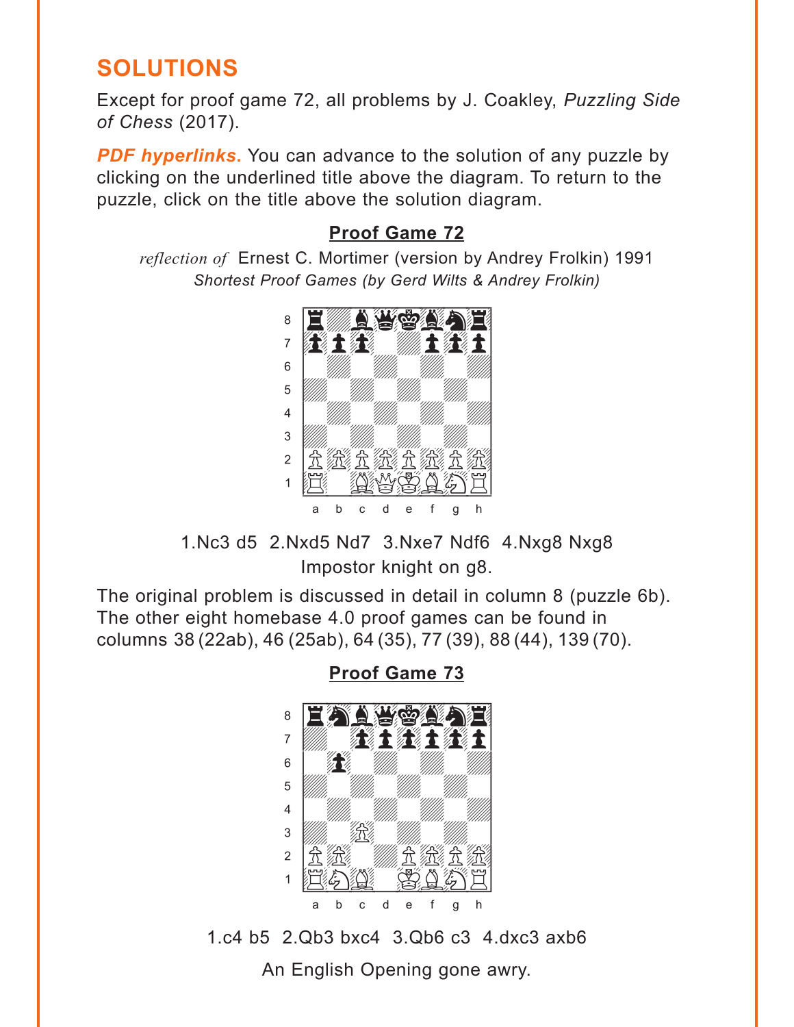## SOLUTIONS

Except for proof game 72, all problems by J. Coakley, *Puzzling Side of Chess* (2017).

***PDF hyperlinks.*** You can advance to the solution of any puzzle by clicking on the underlined title above the diagram. To return to the puzzle, click on the title above the solution diagram.

### Proof Game 72

*reflection of* Ernest C. Mortimer (version by Andrey Frolkin) 1991
*Shortest Proof Games (by Gerd Wilts & Andrey Frolkin)*

1.Nc3 d5 2.Nxd5 Nd7 3.Nxe7 Ndf6 4.Nxg8 Nxg8
Impostor knight on g8.

The original problem is discussed in detail in column 8 (puzzle 6b). The other eight homebase 4.0 proof games can be found in columns 38 (22ab), 46 (25ab), 64 (35), 77 (39), 88 (44), 139 (70).

### Proof Game 73

1.c4 b5 2.Qb3 bxc4 3.Qb6 c3 4.dxc3 axb6

An English Opening gone awry.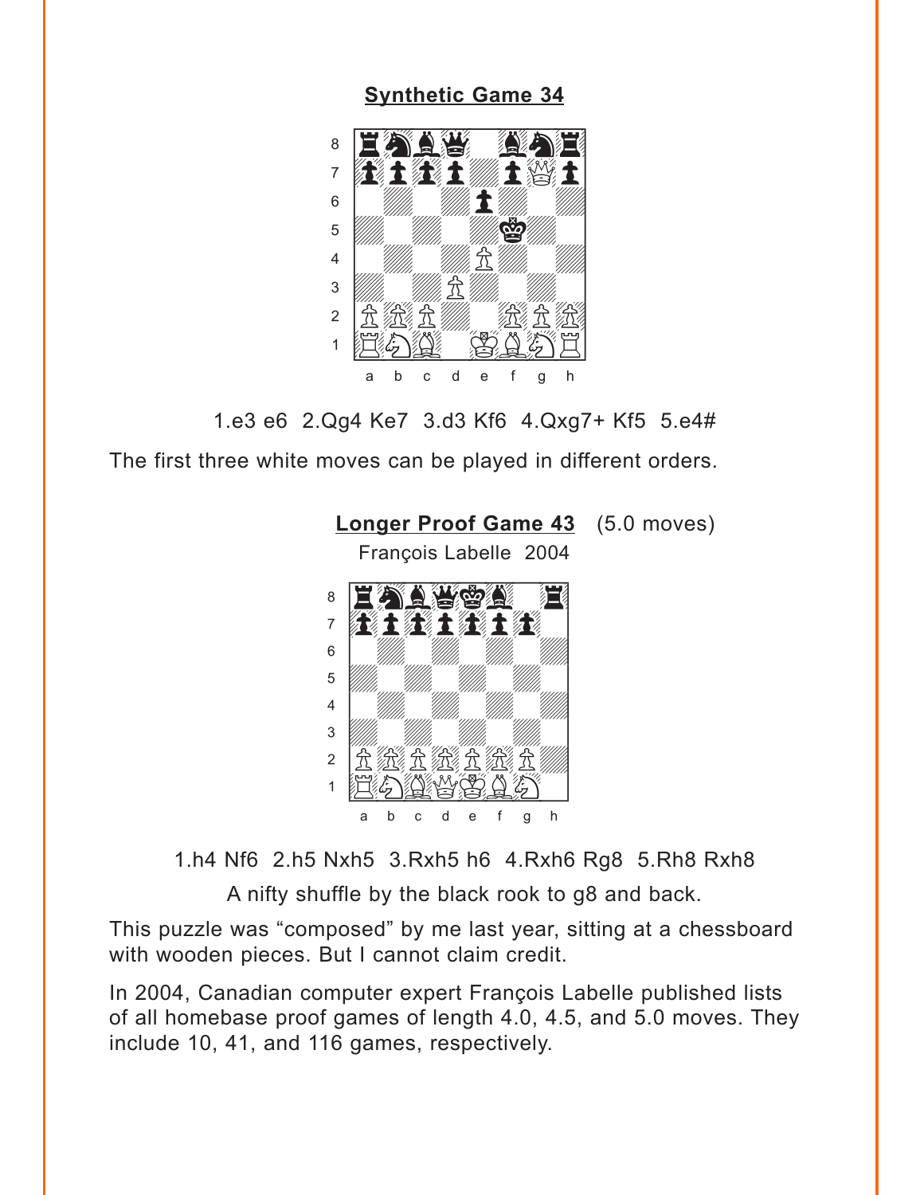## Synthetic Game 34

1.e3 e6 2.Qg4 Ke7 3.d3 Kf6 4.Qxg7+ Kf5 5.e4#

The first three white moves can be played in different orders.

## Longer Proof Game 43 (5.0 moves)

François Labelle 2004

1.h4 Nf6 2.h5 Nxh5 3.Rxh5 h6 4.Rxh6 Rg8 5.Rh8 Rxh8

A nifty shuffle by the black rook to g8 and back.

This puzzle was "composed" by me last year, sitting at a chessboard with wooden pieces. But I cannot claim credit.

In 2004, Canadian computer expert François Labelle published lists of all homebase proof games of length 4.0, 4.5, and 5.0 moves. They include 10, 41, and 116 games, respectively.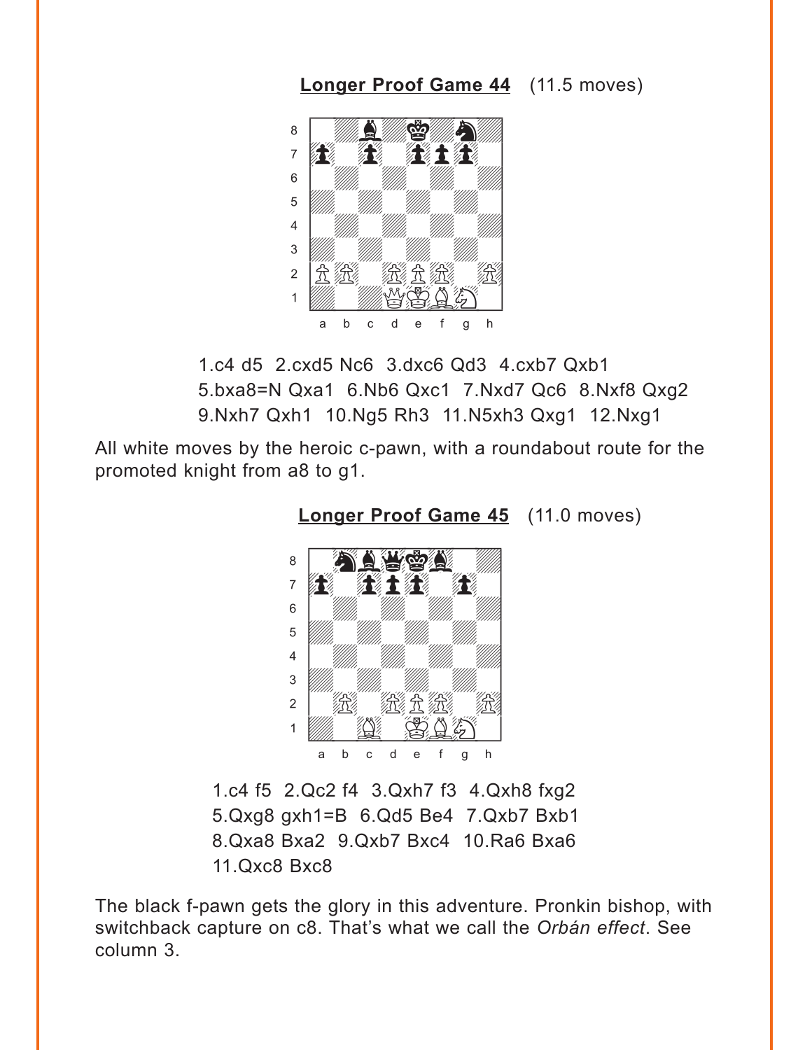**Longer Proof Game 44** (11.5 moves)

1.c4 d5 2.cxd5 Nc6 3.dxc6 Qd3 4.cxb7 Qxb1 5.bxa8=N Qxa1 6.Nb6 Qxc1 7.Nxd7 Qc6 8.Nxf8 Qxg2 9.Nxh7 Qxh1 10.Ng5 Rh3 11.N5xh3 Qxg1 12.Nxg1

All white moves by the heroic c-pawn, with a roundabout route for the promoted knight from a8 to g1.

**Longer Proof Game 45** (11.0 moves)

1.c4 f5 2.Qc2 f4 3.Qxh7 f3 4.Qxh8 fxg2 5.Qxg8 gxh1=B 6.Qd5 Be4 7.Qxb7 Bxb1 8.Qxa8 Bxa2 9.Qxb7 Bxc4 10.Ra6 Bxa6 11.Qxc8 Bxc8

The black f-pawn gets the glory in this adventure. Pronkin bishop, with switchback capture on c8. That's what we call the *Orbán effect*. See column 3.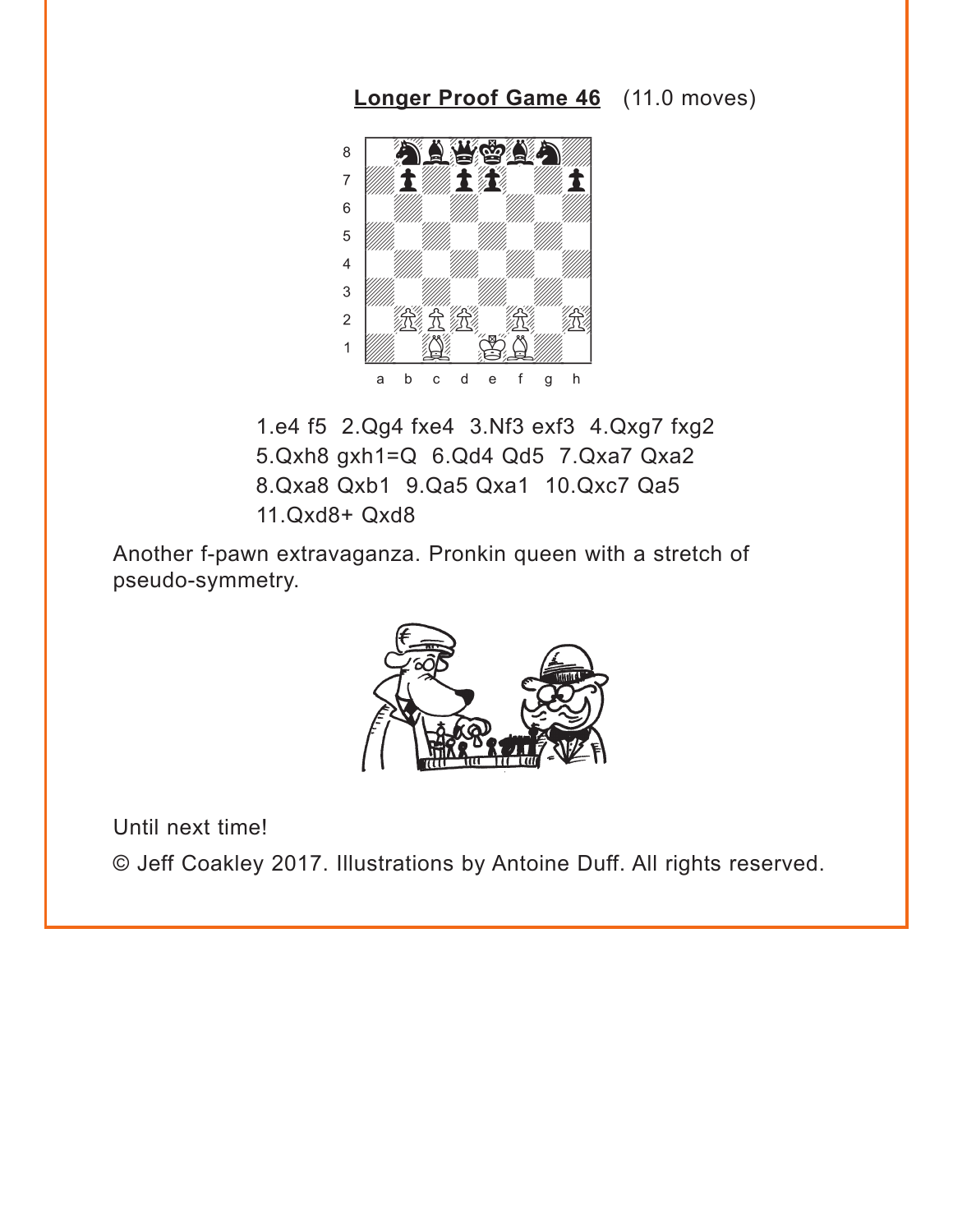**Longer Proof Game 46** (11.0 moves)

1.e4 f5 2.Qg4 fxe4 3.Nf3 exf3 4.Qxg7 fxg2
5.Qxh8 gxh1=Q 6.Qd4 Qd5 7.Qxa7 Qxa2
8.Qxa8 Qxb1 9.Qa5 Qxa1 10.Qxc7 Qa5
11.Qxd8+ Qxd8

Another f-pawn extravaganza. Pronkin queen with a stretch of pseudo-symmetry.

Until next time!

© Jeff Coakley 2017. Illustrations by Antoine Duff. All rights reserved.